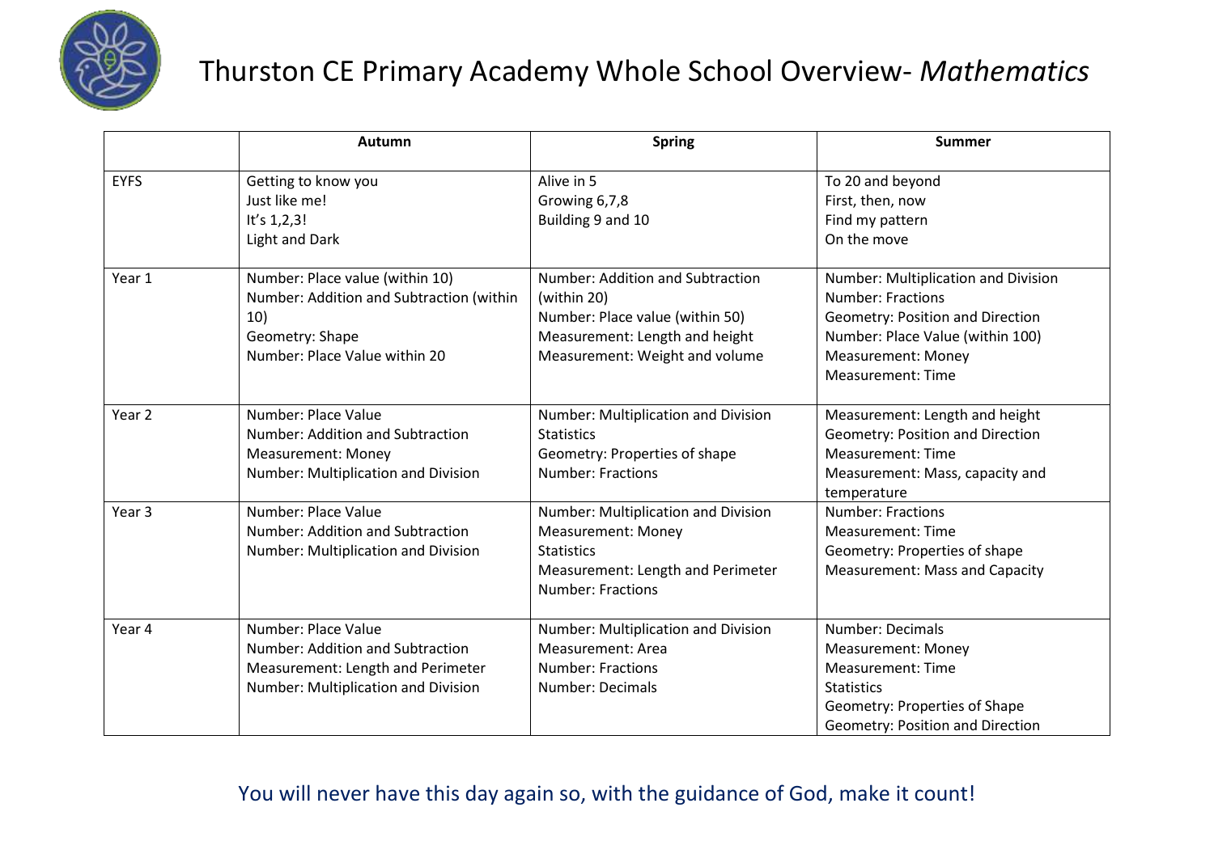# Thurston CE Primary Academy Whole School Overview- *Mathematics*

| | Autumn | Spring | Summer |
|---|---|---|---|
| EYFS | Getting to know you<br>Just like me!<br>It's 1,2,3!<br>Light and Dark | Alive in 5<br>Growing 6,7,8<br>Building 9 and 10 | To 20 and beyond<br>First, then, now<br>Find my pattern<br>On the move |
| Year 1 | Number: Place value (within 10)<br>Number: Addition and Subtraction (within 10)<br>Geometry: Shape<br>Number: Place Value within 20 | Number: Addition and Subtraction (within 20)<br>Number: Place value (within 50)<br>Measurement: Length and height<br>Measurement: Weight and volume | Number: Multiplication and Division<br>Number: Fractions<br>Geometry: Position and Direction<br>Number: Place Value (within 100)<br>Measurement: Money<br>Measurement: Time |
| Year 2 | Number: Place Value<br>Number: Addition and Subtraction<br>Measurement: Money<br>Number: Multiplication and Division | Number: Multiplication and Division<br>Statistics<br>Geometry: Properties of shape<br>Number: Fractions | Measurement: Length and height<br>Geometry: Position and Direction<br>Measurement: Time<br>Measurement: Mass, capacity and temperature |
| Year 3 | Number: Place Value<br>Number: Addition and Subtraction<br>Number: Multiplication and Division | Number: Multiplication and Division<br>Measurement: Money<br>Statistics<br>Measurement: Length and Perimeter<br>Number: Fractions | Number: Fractions<br>Measurement: Time<br>Geometry: Properties of shape<br>Measurement: Mass and Capacity |
| Year 4 | Number: Place Value<br>Number: Addition and Subtraction<br>Measurement: Length and Perimeter<br>Number: Multiplication and Division | Number: Multiplication and Division<br>Measurement: Area<br>Number: Fractions<br>Number: Decimals | Number: Decimals<br>Measurement: Money<br>Measurement: Time<br>Statistics<br>Geometry: Properties of Shape<br>Geometry: Position and Direction |

You will never have this day again so, with the guidance of God, make it count!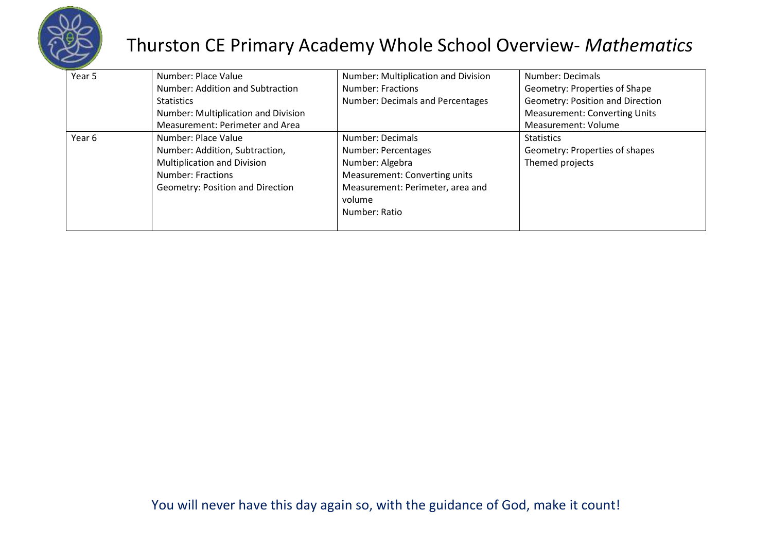# Thurston CE Primary Academy Whole School Overview- *Mathematics*

| | | | |
|---|---|---|---|
| Year 5 | Number: Place Value<br>Number: Addition and Subtraction<br>Statistics<br>Number: Multiplication and Division<br>Measurement: Perimeter and Area | Number: Multiplication and Division<br>Number: Fractions<br>Number: Decimals and Percentages | Number: Decimals<br>Geometry: Properties of Shape<br>Geometry: Position and Direction<br>Measurement: Converting Units<br>Measurement: Volume |
| Year 6 | Number: Place Value<br>Number: Addition, Subtraction, Multiplication and Division<br>Number: Fractions<br>Geometry: Position and Direction | Number: Decimals<br>Number: Percentages<br>Number: Algebra<br>Measurement: Converting units<br>Measurement: Perimeter, area and volume<br>Number: Ratio | Statistics<br>Geometry: Properties of shapes<br>Themed projects |

You will never have this day again so, with the guidance of God, make it count!